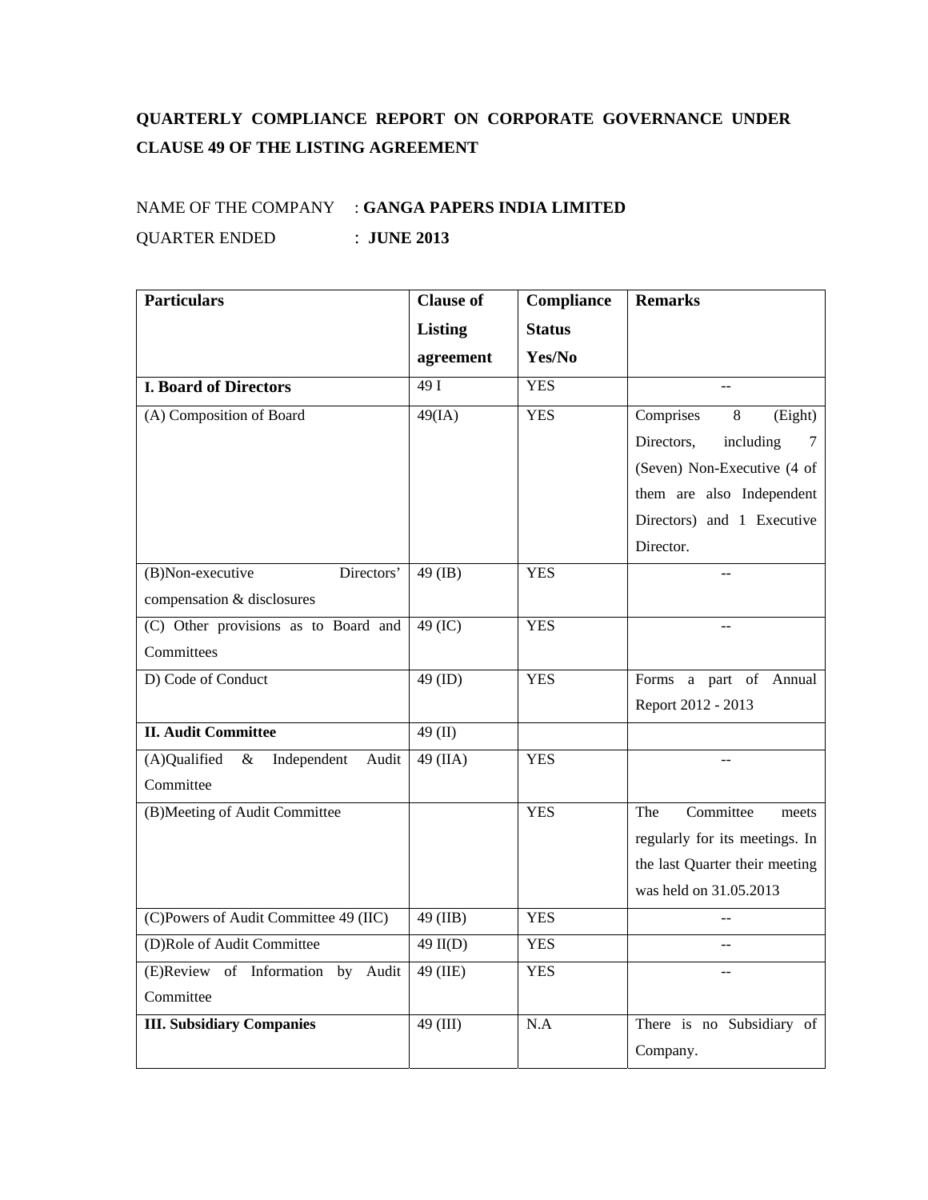**QUARTERLY COMPLIANCE REPORT ON CORPORATE GOVERNANCE UNDER CLAUSE 49 OF THE LISTING AGREEMENT**

NAME OF THE COMPANY : **GANGA PAPERS INDIA LIMITED**

QUARTER ENDED : **JUNE 2013**

| **Particulars** | **Clause of Listing agreement** | **Compliance Status Yes/No** | **Remarks** |
|---|---|---|---|
| **I. Board of Directors** | 49 I | YES | -- |
| (A) Composition of Board | 49(IA) | YES | Comprises 8 (Eight) Directors, including 7 (Seven) Non-Executive (4 of them are also Independent Directors) and 1 Executive Director. |
| (B)Non-executive Directors' compensation & disclosures | 49 (IB) | YES | -- |
| (C) Other provisions as to Board and Committees | 49 (IC) | YES | -- |
| D) Code of Conduct | 49 (ID) | YES | Forms a part of Annual Report 2012 - 2013 |
| **II. Audit Committee** | 49 (II) | | |
| (A)Qualified & Independent Audit Committee | 49 (IIA) | YES | -- |
| (B)Meeting of Audit Committee | | YES | The Committee meets regularly for its meetings. In the last Quarter their meeting was held on 31.05.2013 |
| (C)Powers of Audit Committee 49 (IIC) | 49 (IIB) | YES | -- |
| (D)Role of Audit Committee | 49 II(D) | YES | -- |
| (E)Review of Information by Audit Committee | 49 (IIE) | YES | -- |
| **III. Subsidiary Companies** | 49 (III) | N.A | There is no Subsidiary of Company. |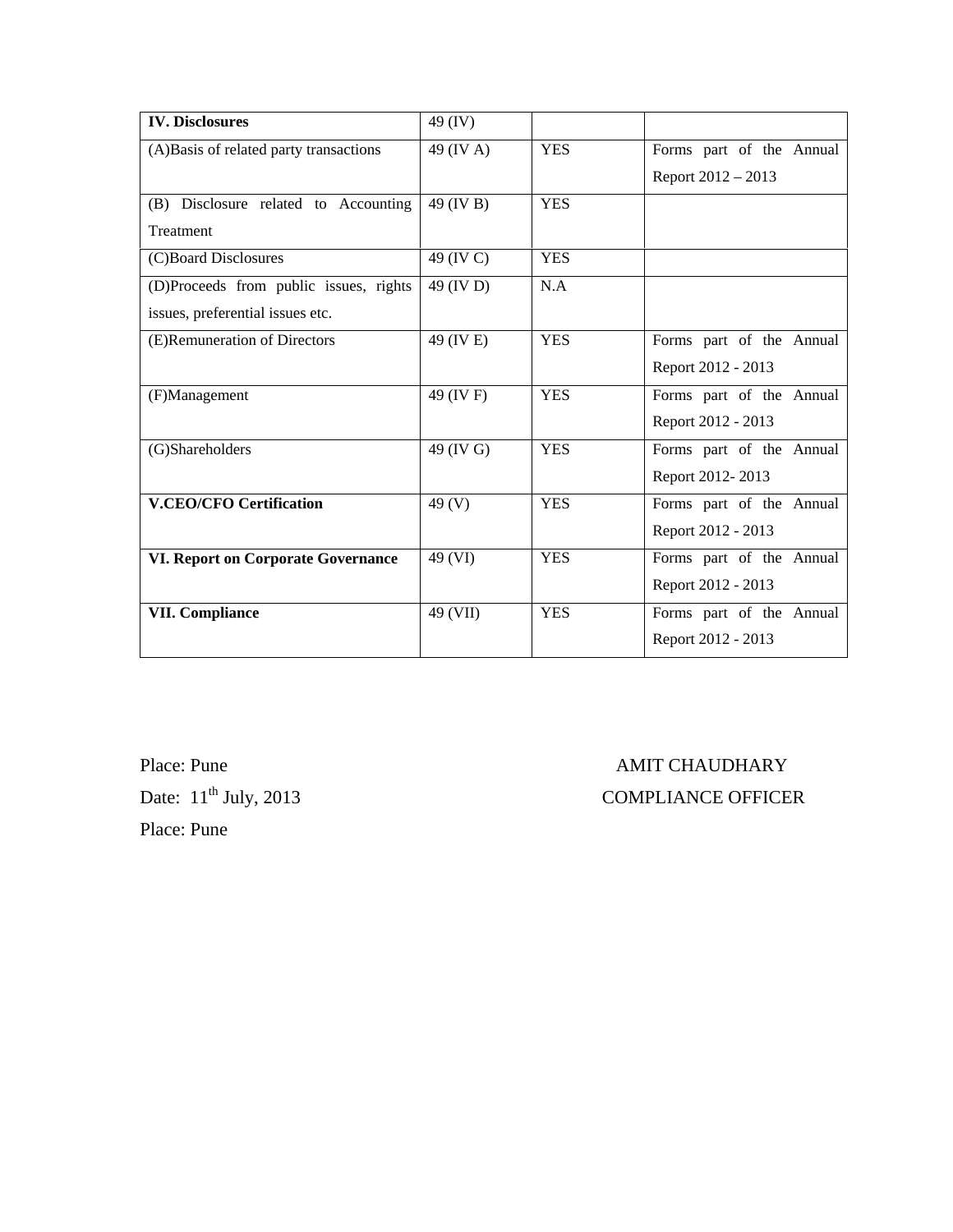| | | | |
|---|---|---|---|
| **IV. Disclosures** | 49 (IV) | | |
| (A)Basis of related party transactions | 49 (IV A) | YES | Forms part of the Annual Report 2012 – 2013 |
| (B) Disclosure related to Accounting Treatment | 49 (IV B) | YES | |
| (C)Board Disclosures | 49 (IV C) | YES | |
| (D)Proceeds from public issues, rights issues, preferential issues etc. | 49 (IV D) | N.A | |
| (E)Remuneration of Directors | 49 (IV E) | YES | Forms part of the Annual Report 2012 - 2013 |
| (F)Management | 49 (IV F) | YES | Forms part of the Annual Report 2012 - 2013 |
| (G)Shareholders | 49 (IV G) | YES | Forms part of the Annual Report 2012- 2013 |
| **V.CEO/CFO Certification** | 49 (V) | YES | Forms part of the Annual Report 2012 - 2013 |
| **VI. Report on Corporate Governance** | 49 (VI) | YES | Forms part of the Annual Report 2012 - 2013 |
| **VII. Compliance** | 49 (VII) | YES | Forms part of the Annual Report 2012 - 2013 |

Place: Pune

Date: 11th July, 2013

Place: Pune

AMIT CHAUDHARY

COMPLIANCE OFFICER